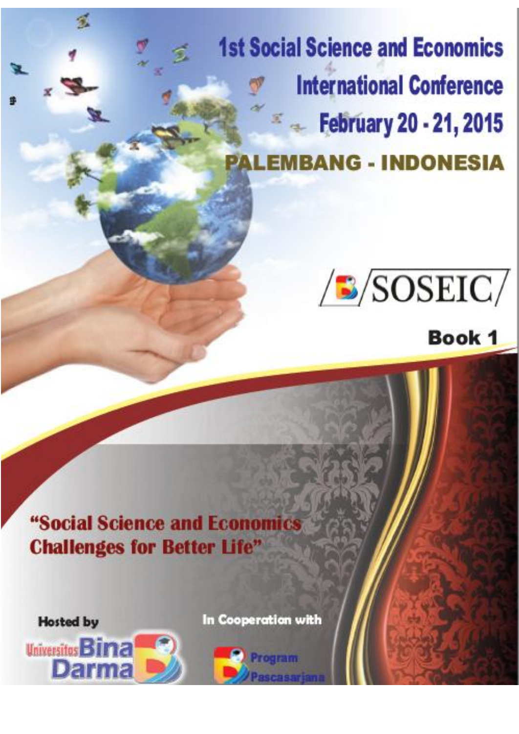# 1st Social Science and Economics International Conference

## February 20 - 21, 2015

## PALEMBANG - INDONESIA

SOSEIC

**Book 1**

**"Social Science and Economics Challenges for Better Life"**

**Hosted by**

Universitas Bina Darma

**In Cooperation with**

Program Pascasarjana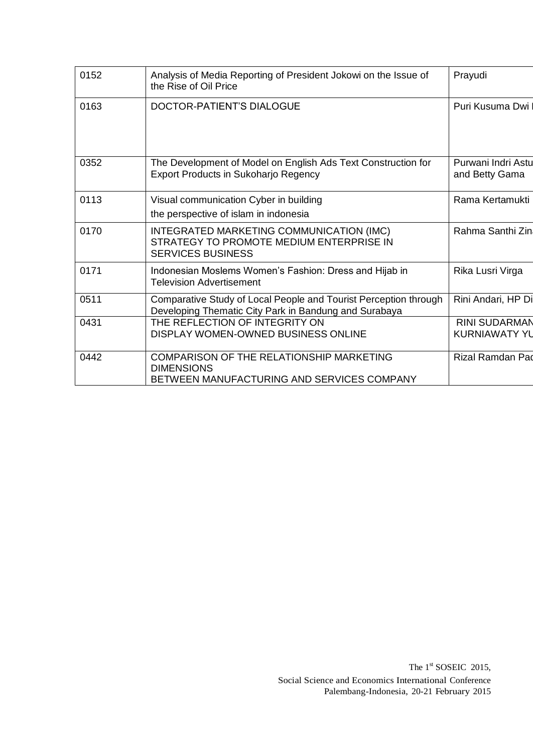| | | |
|---|---|---|
| 0152 | Analysis of Media Reporting of President Jokowi on the Issue of the Rise of Oil Price | Prayudi |
| 0163 | DOCTOR-PATIENT'S DIALOGUE | Puri Kusuma Dwi I |
| 0352 | The Development of Model on English Ads Text Construction for Export Products in Sukoharjo Regency | Purwani Indri Astu and Betty Gama |
| 0113 | Visual communication Cyber in building the perspective of islam in indonesia | Rama Kertamukti |
| 0170 | INTEGRATED MARKETING COMMUNICATION (IMC) STRATEGY TO PROMOTE MEDIUM ENTERPRISE IN SERVICES BUSINESS | Rahma Santhi Zin |
| 0171 | Indonesian Moslems Women's Fashion: Dress and Hijab in Television Advertisement | Rika Lusri Virga |
| 0511 | Comparative Study of Local People and Tourist Perception through Developing Thematic City Park in Bandung and Surabaya | Rini Andari, HP Di |
| 0431 | THE REFLECTION OF INTEGRITY ON DISPLAY WOMEN-OWNED BUSINESS ONLINE | RINI SUDARMAN KURNIAWATY YU |
| 0442 | COMPARISON OF THE RELATIONSHIP MARKETING DIMENSIONS BETWEEN MANUFACTURING AND SERVICES COMPANY | Rizal Ramdan Pad |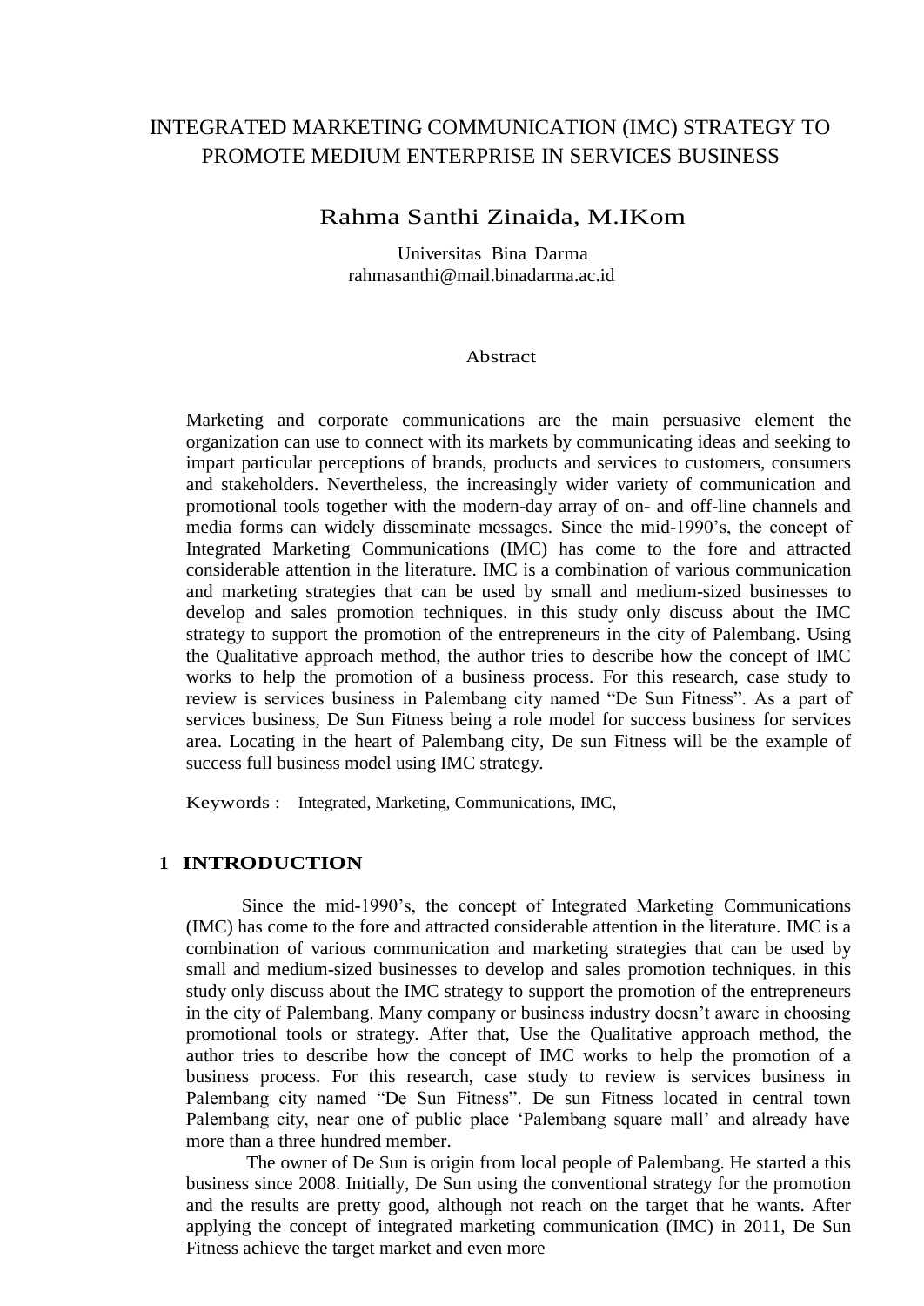# INTEGRATED MARKETING COMMUNICATION (IMC) STRATEGY TO PROMOTE MEDIUM ENTERPRISE IN SERVICES BUSINESS

Rahma Santhi Zinaida, M.IKom

Universitas Bina Darma
rahmasanthi@mail.binadarma.ac.id

### Abstract

Marketing and corporate communications are the main persuasive element the organization can use to connect with its markets by communicating ideas and seeking to impart particular perceptions of brands, products and services to customers, consumers and stakeholders. Nevertheless, the increasingly wider variety of communication and promotional tools together with the modern-day array of on- and off-line channels and media forms can widely disseminate messages. Since the mid-1990's, the concept of Integrated Marketing Communications (IMC) has come to the fore and attracted considerable attention in the literature. IMC is a combination of various communication and marketing strategies that can be used by small and medium-sized businesses to develop and sales promotion techniques. in this study only discuss about the IMC strategy to support the promotion of the entrepreneurs in the city of Palembang. Using the Qualitative approach method, the author tries to describe how the concept of IMC works to help the promotion of a business process. For this research, case study to review is services business in Palembang city named "De Sun Fitness". As a part of services business, De Sun Fitness being a role model for success business for services area. Locating in the heart of Palembang city, De sun Fitness will be the example of success full business model using IMC strategy.

Keywords : Integrated, Marketing, Communications, IMC,

## 1 INTRODUCTION

Since the mid-1990's, the concept of Integrated Marketing Communications (IMC) has come to the fore and attracted considerable attention in the literature. IMC is a combination of various communication and marketing strategies that can be used by small and medium-sized businesses to develop and sales promotion techniques. in this study only discuss about the IMC strategy to support the promotion of the entrepreneurs in the city of Palembang. Many company or business industry doesn't aware in choosing promotional tools or strategy. After that, Use the Qualitative approach method, the author tries to describe how the concept of IMC works to help the promotion of a business process. For this research, case study to review is services business in Palembang city named "De Sun Fitness". De sun Fitness located in central town Palembang city, near one of public place 'Palembang square mall' and already have more than a three hundred member.

The owner of De Sun is origin from local people of Palembang. He started a this business since 2008. Initially, De Sun using the conventional strategy for the promotion and the results are pretty good, although not reach on the target that he wants. After applying the concept of integrated marketing communication (IMC) in 2011, De Sun Fitness achieve the target market and even more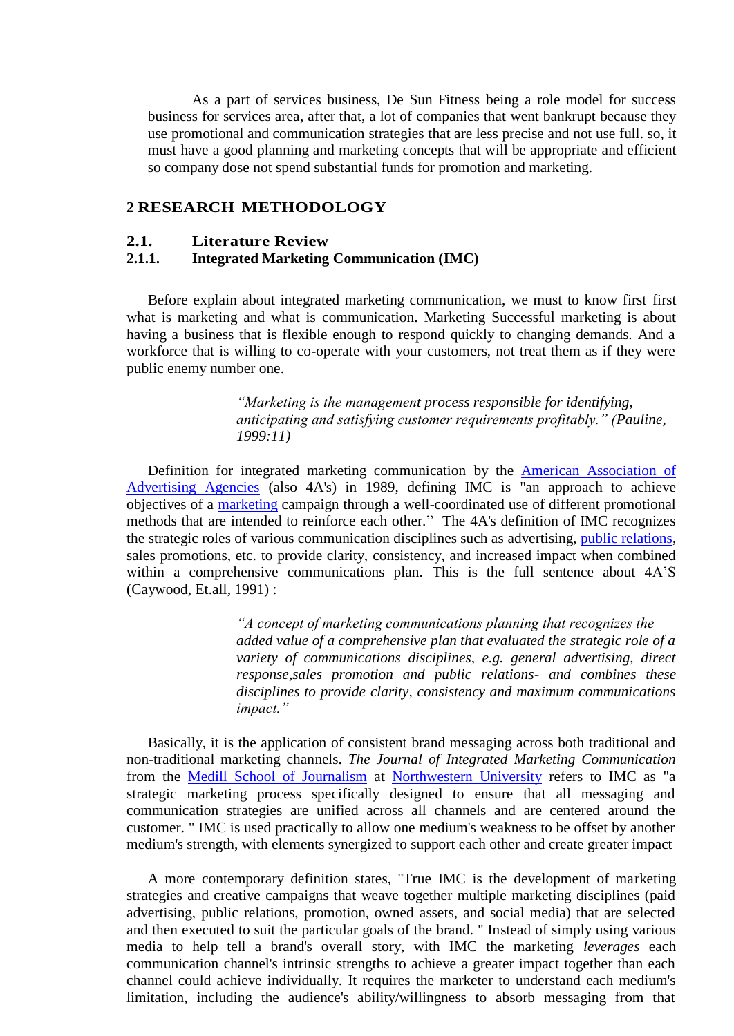As a part of services business, De Sun Fitness being a role model for success business for services area, after that, a lot of companies that went bankrupt because they use promotional and communication strategies that are less precise and not use full. so, it must have a good planning and marketing concepts that will be appropriate and efficient so company dose not spend substantial funds for promotion and marketing.

# 2 RESEARCH METHODOLOGY

## 2.1. Literature Review

### 2.1.1. Integrated Marketing Communication (IMC)

Before explain about integrated marketing communication, we must to know first first what is marketing and what is communication. Marketing Successful marketing is about having a business that is flexible enough to respond quickly to changing demands. And a workforce that is willing to co-operate with your customers, not treat them as if they were public enemy number one.

> *"Marketing is the management process responsible for identifying, anticipating and satisfying customer requirements profitably." (Pauline, 1999:11)*

Definition for integrated marketing communication by the American Association of Advertising Agencies (also 4A's) in 1989, defining IMC is "an approach to achieve objectives of a marketing campaign through a well-coordinated use of different promotional methods that are intended to reinforce each other." The 4A's definition of IMC recognizes the strategic roles of various communication disciplines such as advertising, public relations, sales promotions, etc. to provide clarity, consistency, and increased impact when combined within a comprehensive communications plan. This is the full sentence about 4A'S (Caywood, Et.all, 1991) :

> *"A concept of marketing communications planning that recognizes the added value of a comprehensive plan that evaluated the strategic role of a variety of communications disciplines, e.g. general advertising, direct response,sales promotion and public relations- and combines these disciplines to provide clarity, consistency and maximum communications impact."*

Basically, it is the application of consistent brand messaging across both traditional and non-traditional marketing channels. *The Journal of Integrated Marketing Communication* from the Medill School of Journalism at Northwestern University refers to IMC as "a strategic marketing process specifically designed to ensure that all messaging and communication strategies are unified across all channels and are centered around the customer. " IMC is used practically to allow one medium's weakness to be offset by another medium's strength, with elements synergized to support each other and create greater impact

A more contemporary definition states, "True IMC is the development of marketing strategies and creative campaigns that weave together multiple marketing disciplines (paid advertising, public relations, promotion, owned assets, and social media) that are selected and then executed to suit the particular goals of the brand. " Instead of simply using various media to help tell a brand's overall story, with IMC the marketing *leverages* each communication channel's intrinsic strengths to achieve a greater impact together than each channel could achieve individually. It requires the marketer to understand each medium's limitation, including the audience's ability/willingness to absorb messaging from that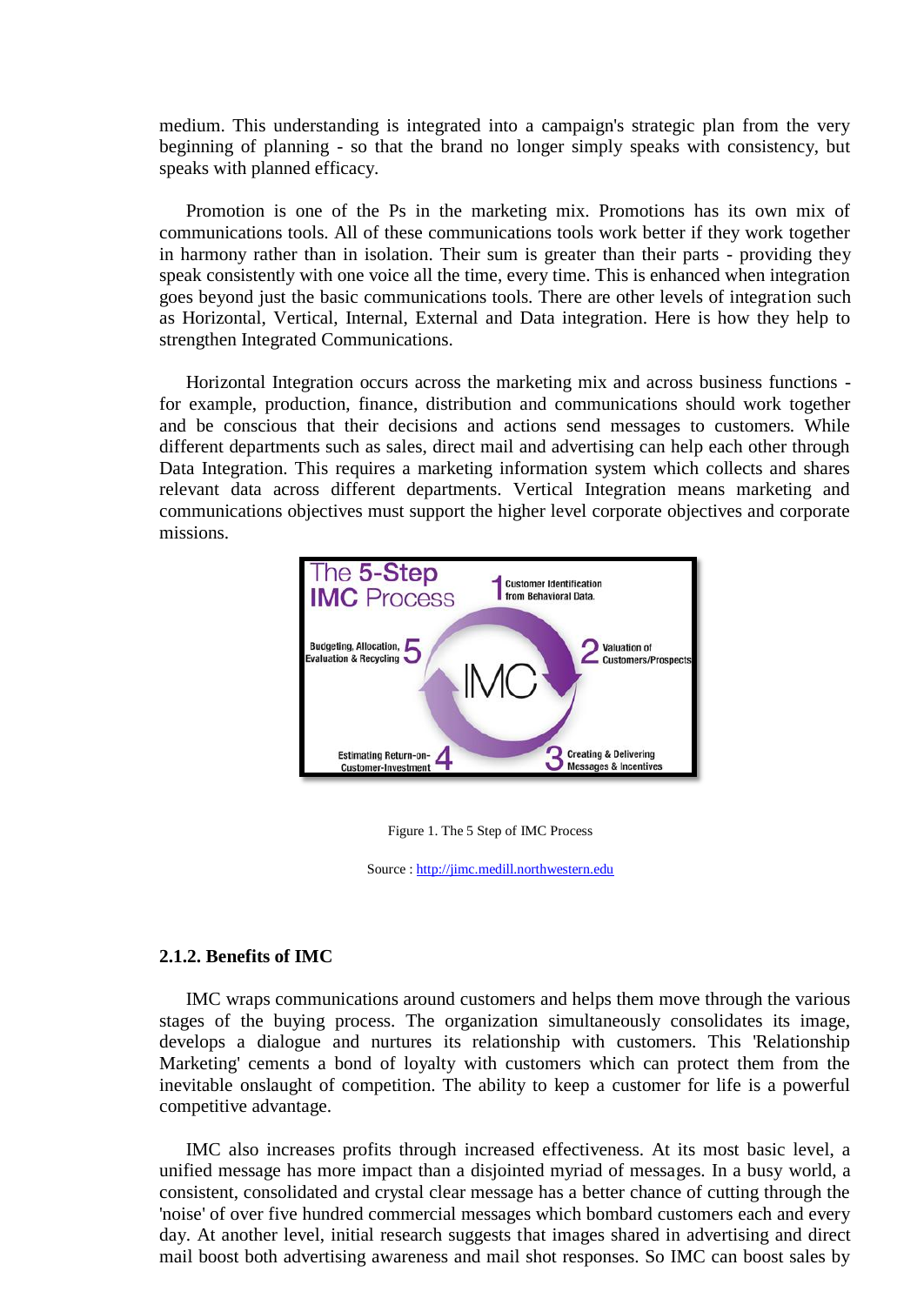medium. This understanding is integrated into a campaign's strategic plan from the very beginning of planning - so that the brand no longer simply speaks with consistency, but speaks with planned efficacy.

Promotion is one of the Ps in the marketing mix. Promotions has its own mix of communications tools. All of these communications tools work better if they work together in harmony rather than in isolation. Their sum is greater than their parts - providing they speak consistently with one voice all the time, every time. This is enhanced when integration goes beyond just the basic communications tools. There are other levels of integration such as Horizontal, Vertical, Internal, External and Data integration. Here is how they help to strengthen Integrated Communications.

Horizontal Integration occurs across the marketing mix and across business functions - for example, production, finance, distribution and communications should work together and be conscious that their decisions and actions send messages to customers. While different departments such as sales, direct mail and advertising can help each other through Data Integration. This requires a marketing information system which collects and shares relevant data across different departments. Vertical Integration means marketing and communications objectives must support the higher level corporate objectives and corporate missions.

The 5-Step IMC Process

IMC

1 Customer Identification from Behavioral Data.

2 Valuation of Customers/Prospects

3 Creating & Delivering Messages & Incentives

4 Estimating Return-on-Customer-Investment

5 Budgeting, Allocation, Evaluation & Recycling

Figure 1. The 5 Step of IMC Process

Source : http://jimc.medill.northwestern.edu

### 2.1.2. Benefits of IMC

IMC wraps communications around customers and helps them move through the various stages of the buying process. The organization simultaneously consolidates its image, develops a dialogue and nurtures its relationship with customers. This 'Relationship Marketing' cements a bond of loyalty with customers which can protect them from the inevitable onslaught of competition. The ability to keep a customer for life is a powerful competitive advantage.

IMC also increases profits through increased effectiveness. At its most basic level, a unified message has more impact than a disjointed myriad of messages. In a busy world, a consistent, consolidated and crystal clear message has a better chance of cutting through the 'noise' of over five hundred commercial messages which bombard customers each and every day. At another level, initial research suggests that images shared in advertising and direct mail boost both advertising awareness and mail shot responses. So IMC can boost sales by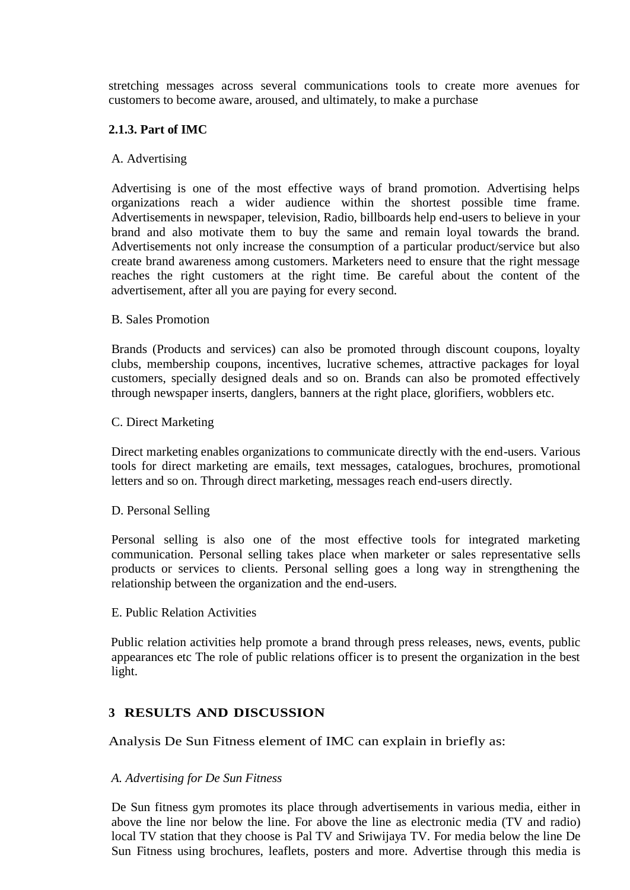stretching messages across several communications tools to create more avenues for customers to become aware, aroused, and ultimately, to make a purchase

### 2.1.3. Part of IMC

A. Advertising

Advertising is one of the most effective ways of brand promotion. Advertising helps organizations reach a wider audience within the shortest possible time frame. Advertisements in newspaper, television, Radio, billboards help end-users to believe in your brand and also motivate them to buy the same and remain loyal towards the brand. Advertisements not only increase the consumption of a particular product/service but also create brand awareness among customers. Marketers need to ensure that the right message reaches the right customers at the right time. Be careful about the content of the advertisement, after all you are paying for every second.

B. Sales Promotion

Brands (Products and services) can also be promoted through discount coupons, loyalty clubs, membership coupons, incentives, lucrative schemes, attractive packages for loyal customers, specially designed deals and so on. Brands can also be promoted effectively through newspaper inserts, danglers, banners at the right place, glorifiers, wobblers etc.

C. Direct Marketing

Direct marketing enables organizations to communicate directly with the end-users. Various tools for direct marketing are emails, text messages, catalogues, brochures, promotional letters and so on. Through direct marketing, messages reach end-users directly.

D. Personal Selling

Personal selling is also one of the most effective tools for integrated marketing communication. Personal selling takes place when marketer or sales representative sells products or services to clients. Personal selling goes a long way in strengthening the relationship between the organization and the end-users.

E. Public Relation Activities

Public relation activities help promote a brand through press releases, news, events, public appearances etc The role of public relations officer is to present the organization in the best light.

## 3 RESULTS AND DISCUSSION

Analysis De Sun Fitness element of IMC can explain in briefly as:

*A. Advertising for De Sun Fitness*

De Sun fitness gym promotes its place through advertisements in various media, either in above the line nor below the line. For above the line as electronic media (TV and radio) local TV station that they choose is Pal TV and Sriwijaya TV. For media below the line De Sun Fitness using brochures, leaflets, posters and more. Advertise through this media is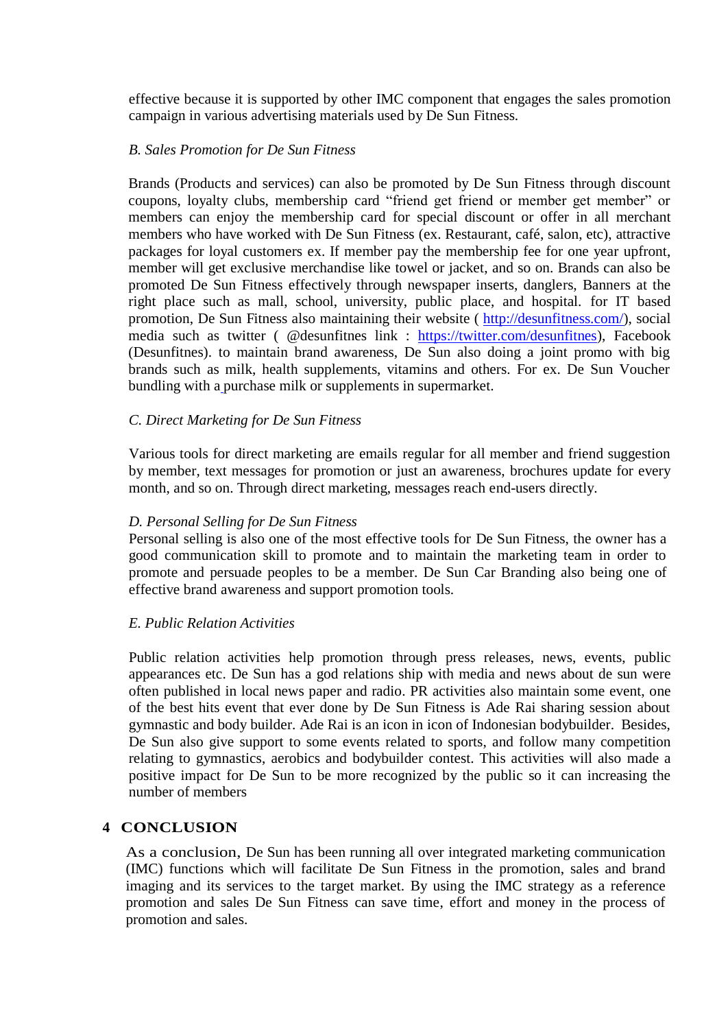effective because it is supported by other IMC component that engages the sales promotion campaign in various advertising materials used by De Sun Fitness.

*B. Sales Promotion for De Sun Fitness*

Brands (Products and services) can also be promoted by De Sun Fitness through discount coupons, loyalty clubs, membership card "friend get friend or member get member" or members can enjoy the membership card for special discount or offer in all merchant members who have worked with De Sun Fitness (ex. Restaurant, café, salon, etc), attractive packages for loyal customers ex. If member pay the membership fee for one year upfront, member will get exclusive merchandise like towel or jacket, and so on. Brands can also be promoted De Sun Fitness effectively through newspaper inserts, danglers, Banners at the right place such as mall, school, university, public place, and hospital. for IT based promotion, De Sun Fitness also maintaining their website ( [http://desunfitness.com/](http://desunfitness.com/)), social media such as twitter ( @desunfitnes link : [https://twitter.com/desunfitnes](https://twitter.com/desunfitnes)), Facebook (Desunfitnes). to maintain brand awareness, De Sun also doing a joint promo with big brands such as milk, health supplements, vitamins and others. For ex. De Sun Voucher bundling with a purchase milk or supplements in supermarket.

*C. Direct Marketing for De Sun Fitness*

Various tools for direct marketing are emails regular for all member and friend suggestion by member, text messages for promotion or just an awareness, brochures update for every month, and so on. Through direct marketing, messages reach end-users directly.

*D. Personal Selling for De Sun Fitness*

Personal selling is also one of the most effective tools for De Sun Fitness, the owner has a good communication skill to promote and to maintain the marketing team in order to promote and persuade peoples to be a member. De Sun Car Branding also being one of effective brand awareness and support promotion tools.

*E. Public Relation Activities*

Public relation activities help promotion through press releases, news, events, public appearances etc. De Sun has a god relations ship with media and news about de sun were often published in local news paper and radio. PR activities also maintain some event, one of the best hits event that ever done by De Sun Fitness is Ade Rai sharing session about gymnastic and body builder. Ade Rai is an icon in icon of Indonesian bodybuilder. Besides, De Sun also give support to some events related to sports, and follow many competition relating to gymnastics, aerobics and bodybuilder contest. This activities will also made a positive impact for De Sun to be more recognized by the public so it can increasing the number of members

## 4 CONCLUSION

As a conclusion, De Sun has been running all over integrated marketing communication (IMC) functions which will facilitate De Sun Fitness in the promotion, sales and brand imaging and its services to the target market. By using the IMC strategy as a reference promotion and sales De Sun Fitness can save time, effort and money in the process of promotion and sales.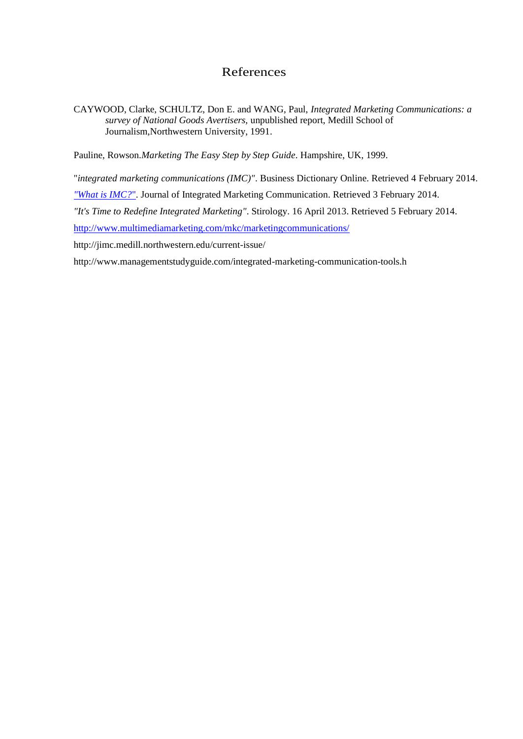# References

CAYWOOD, Clarke, SCHULTZ, Don E. and WANG, Paul, *Integrated Marketing Communications: a survey of National Goods Avertisers,* unpublished report, Medill School of Journalism,Northwestern University, 1991.

Pauline, Rowson.*Marketing The Easy Step by Step Guide*. Hampshire, UK, 1999.

"*integrated marketing communications (IMC)"*. Business Dictionary Online. Retrieved 4 February 2014.

*"What is IMC?"*. Journal of Integrated Marketing Communication. Retrieved 3 February 2014.

*"It's Time to Redefine Integrated Marketing"*. Stirology. 16 April 2013. Retrieved 5 February 2014.

http://www.multimediamarketing.com/mkc/marketingcommunications/

http://jimc.medill.northwestern.edu/current-issue/

http://www.managementstudyguide.com/integrated-marketing-communication-tools.h